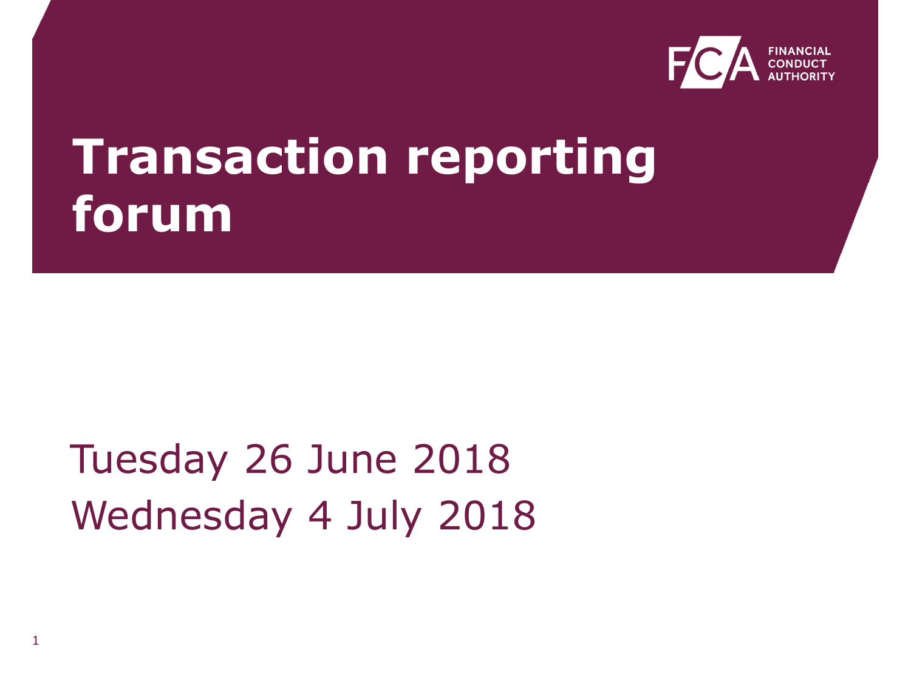FINANCIAL CONDUCT AUTHORITY

# Transaction reporting forum

Tuesday 26 June 2018

Wednesday 4 July 2018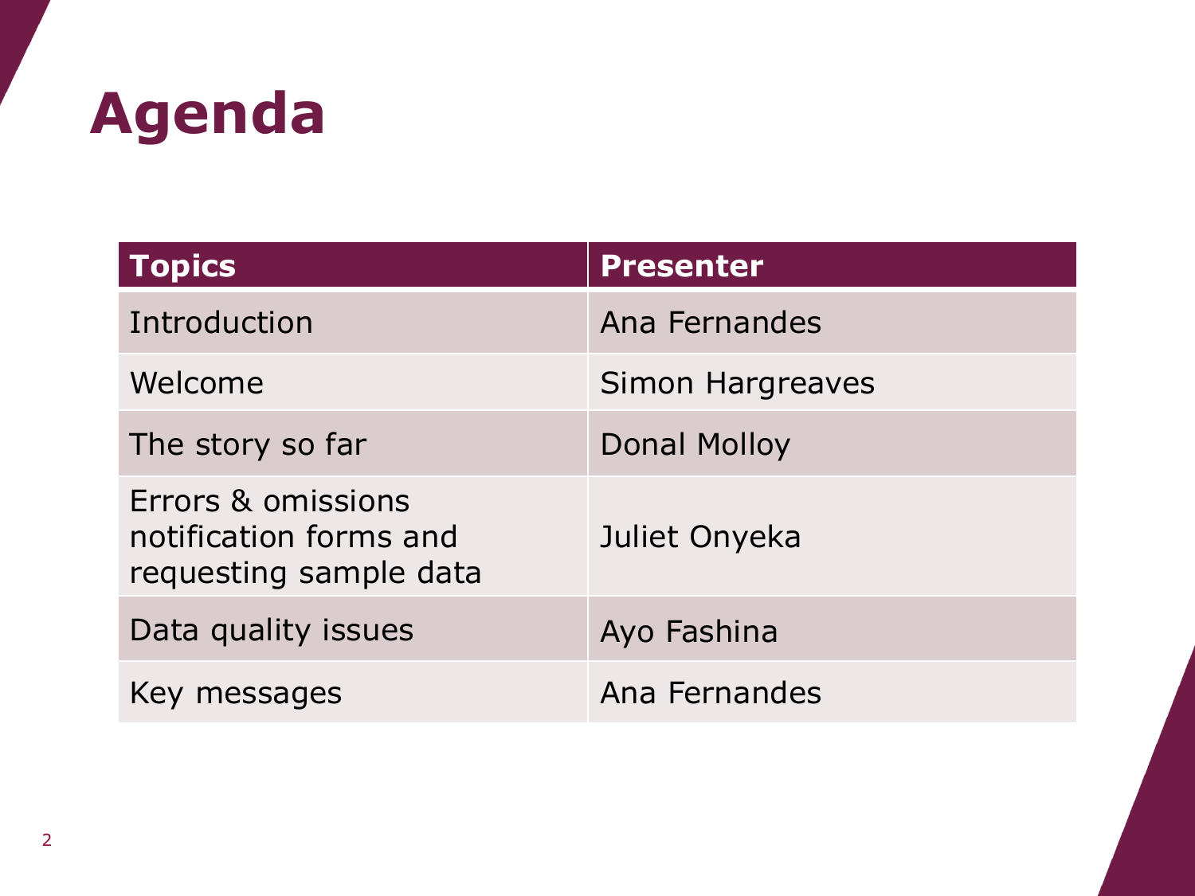# Agenda

| Topics | Presenter |
|---|---|
| Introduction | Ana Fernandes |
| Welcome | Simon Hargreaves |
| The story so far | Donal Molloy |
| Errors & omissions notification forms and requesting sample data | Juliet Onyeka |
| Data quality issues | Ayo Fashina |
| Key messages | Ana Fernandes |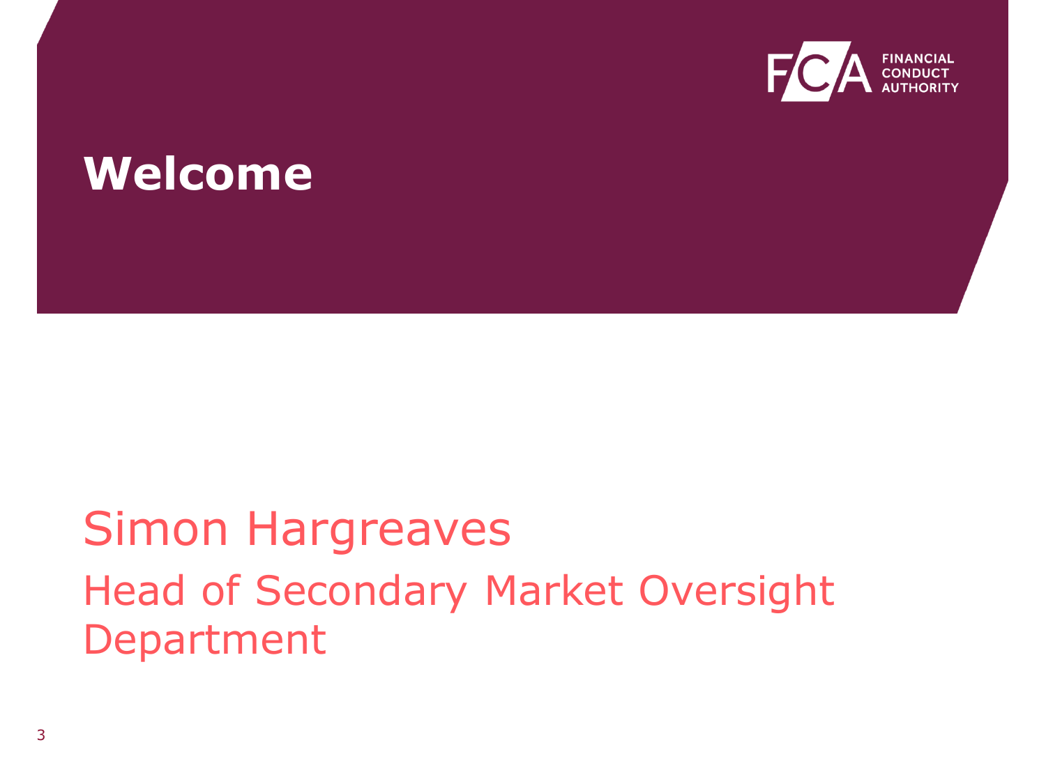# Welcome

Simon Hargreaves

Head of Secondary Market Oversight Department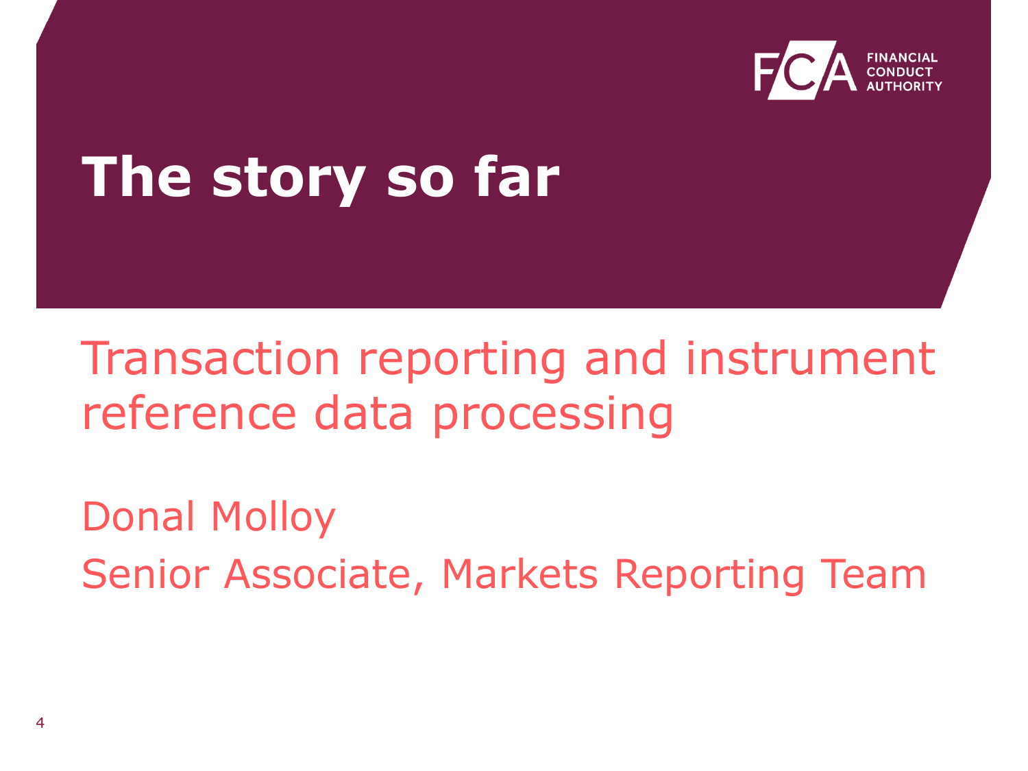# The story so far

Transaction reporting and instrument reference data processing

Donal Molloy

Senior Associate, Markets Reporting Team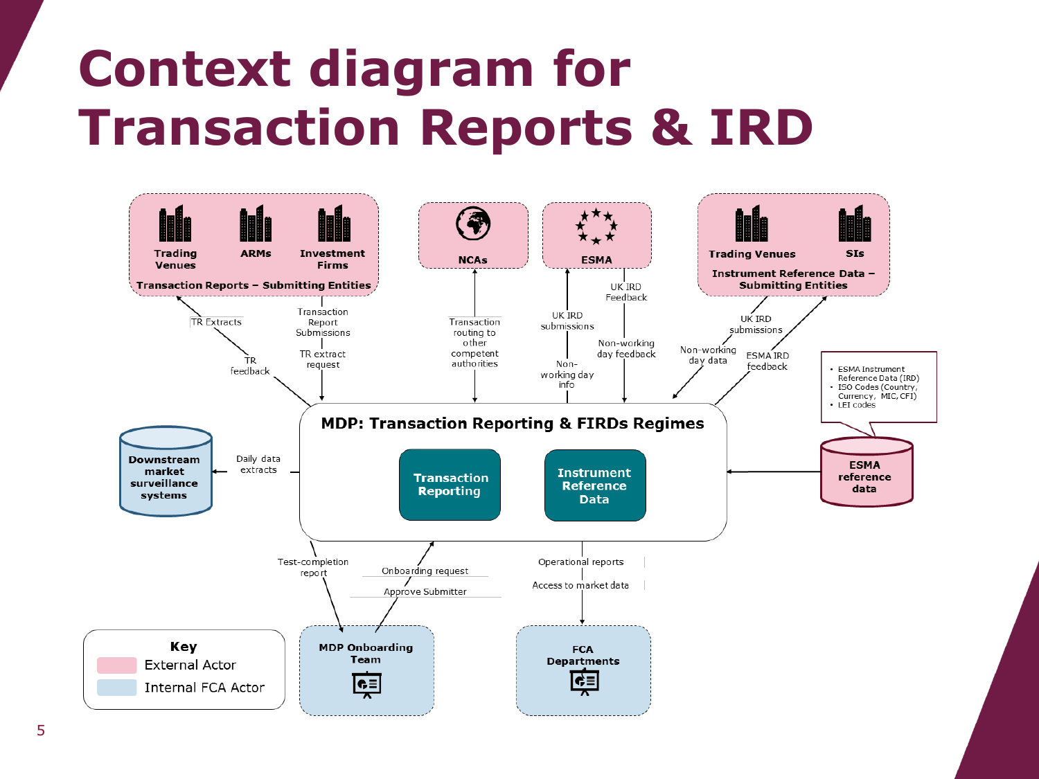# Context diagram for Transaction Reports & IRD

**Transaction Reports – Submitting Entities:** Trading Venues, ARMs, Investment Firms

**NCAs**

**ESMA**

**Instrument Reference Data – Submitting Entities:** Trading Venues, SIs

**MDP: Transaction Reporting & FIRDs Regimes**
- Transaction Reporting
- Instrument Reference Data

**Downstream market surveillance systems**

**ESMA reference data**
- ESMA Instrument Reference Data (IRD)
- ISO Codes (Country, Currency, MIC, CFI)
- LEI codes

**MDP Onboarding Team**

**FCA Departments**

Flows:
- TR Extracts
- TR feedback
- Transaction Report Submissions
- TR extract request
- Transaction routing to other competent authorities
- UK IRD submissions
- Non-working day info
- UK IRD Feedback
- Non-working day feedback
- UK IRD submissions
- Non-working day data
- ESMA IRD feedback
- Daily data extracts
- Test-completion report
- Onboarding request
- Approve Submitter
- Operational reports
- Access to market data

**Key**
- External Actor
- Internal FCA Actor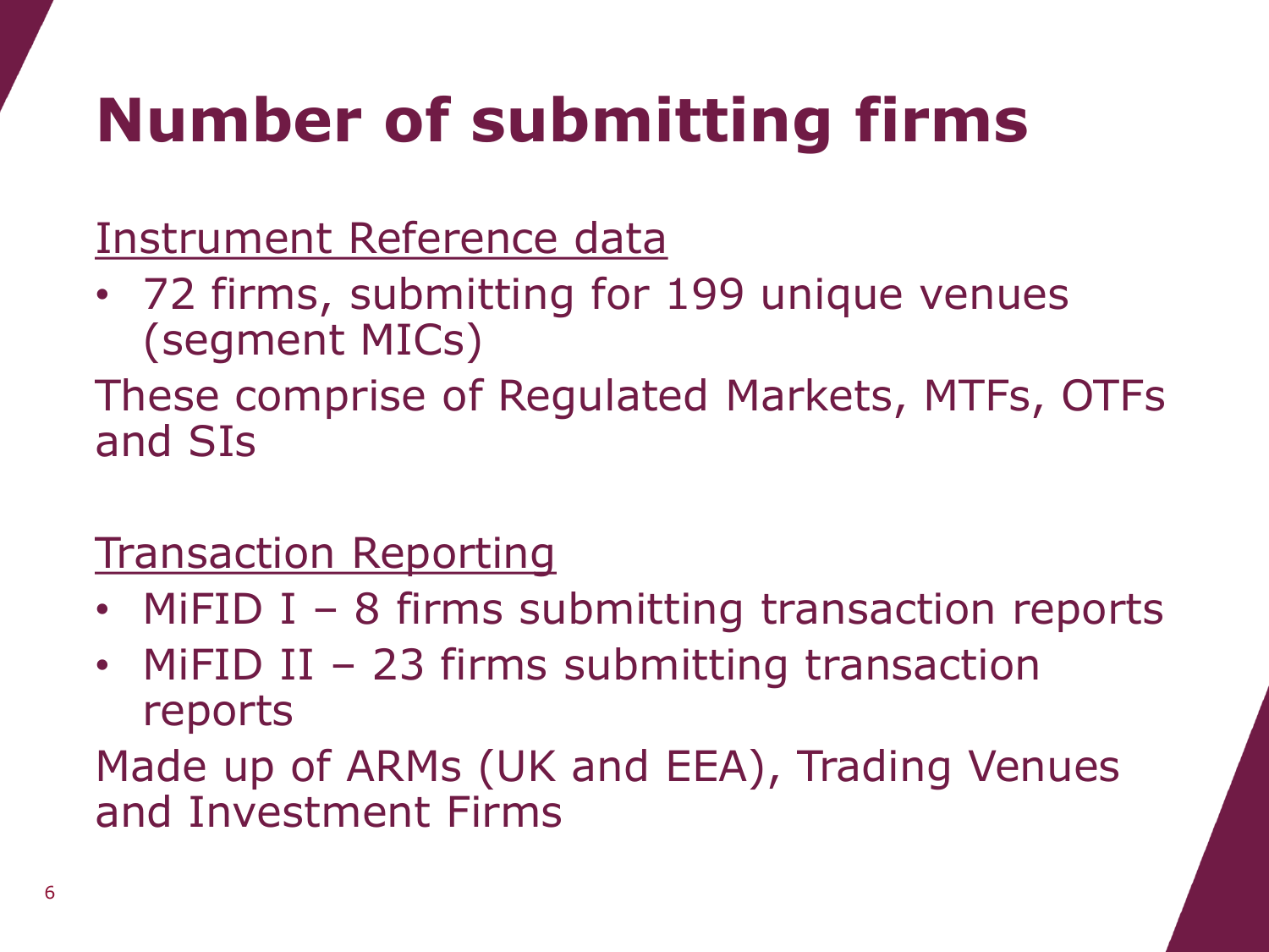# Number of submitting firms

Instrument Reference data

- 72 firms, submitting for 199 unique venues (segment MICs)

These comprise of Regulated Markets, MTFs, OTFs and SIs

Transaction Reporting

- MiFID I – 8 firms submitting transaction reports
- MiFID II – 23 firms submitting transaction reports

Made up of ARMs (UK and EEA), Trading Venues and Investment Firms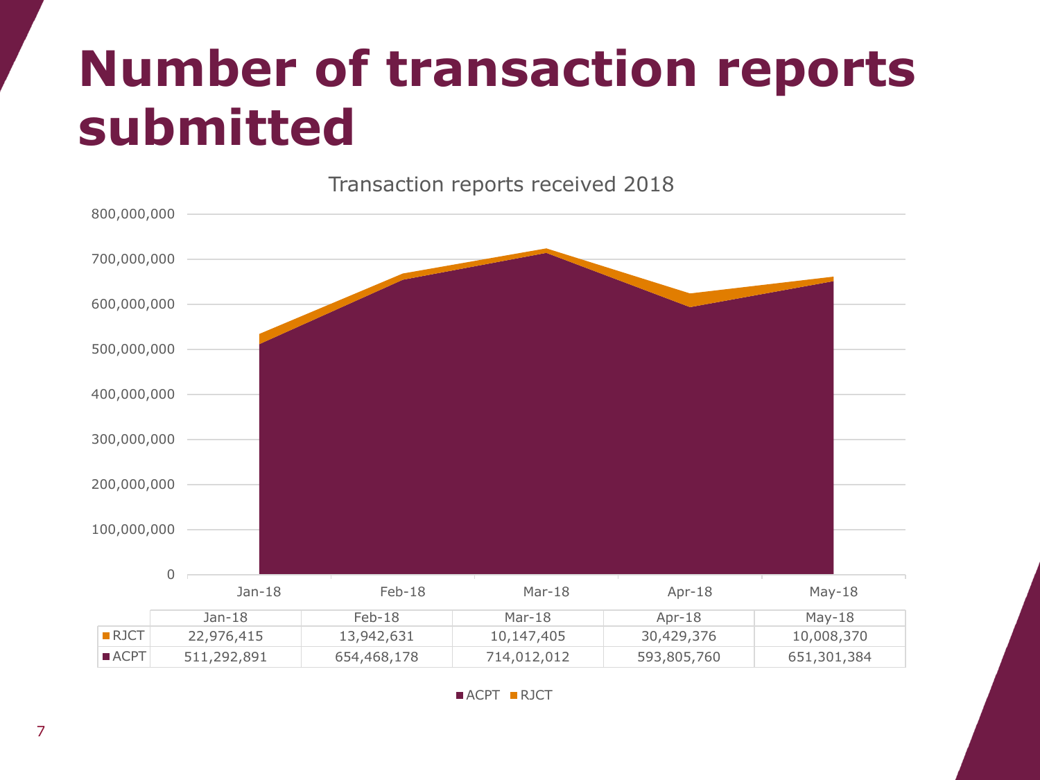# Number of transaction reports submitted

Transaction reports received 2018

| | Jan-18 | Feb-18 | Mar-18 | Apr-18 | May-18 |
|---|---|---|---|---|---|
| RJCT | 22,976,415 | 13,942,631 | 10,147,405 | 30,429,376 | 10,008,370 |
| ACPT | 511,292,891 | 654,468,178 | 714,012,012 | 593,805,760 | 651,301,384 |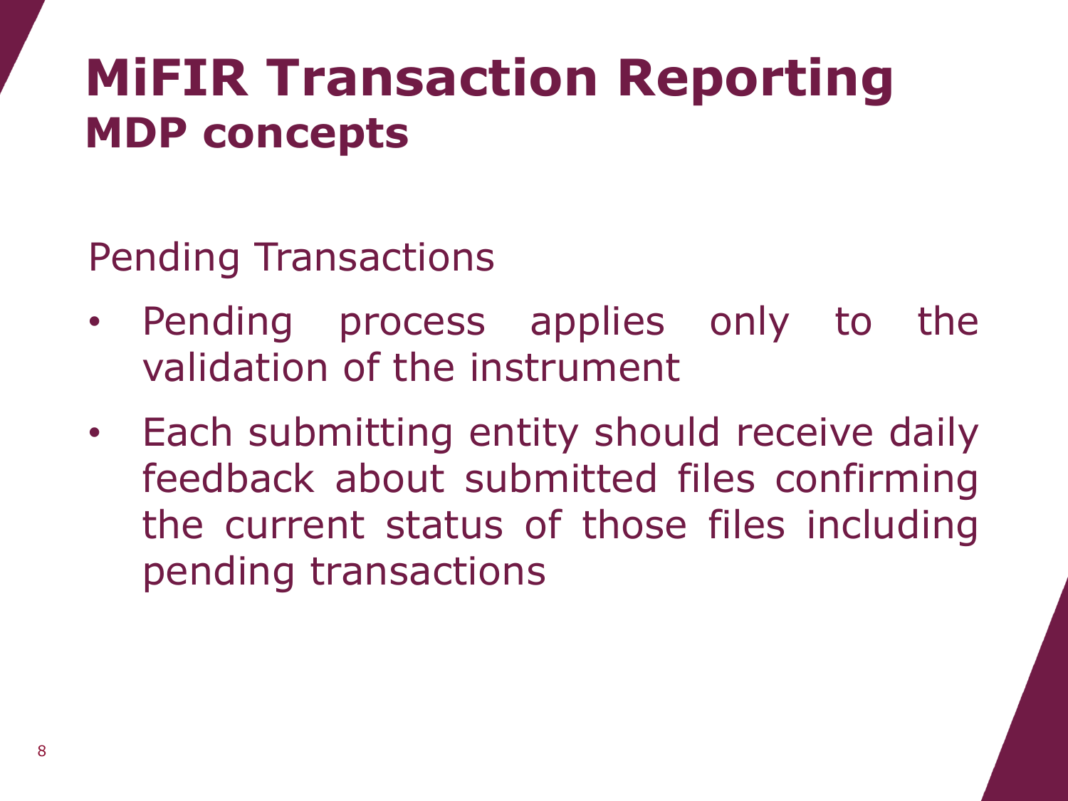# MiFIR Transaction Reporting
## MDP concepts

Pending Transactions

- Pending process applies only to the validation of the instrument
- Each submitting entity should receive daily feedback about submitted files confirming the current status of those files including pending transactions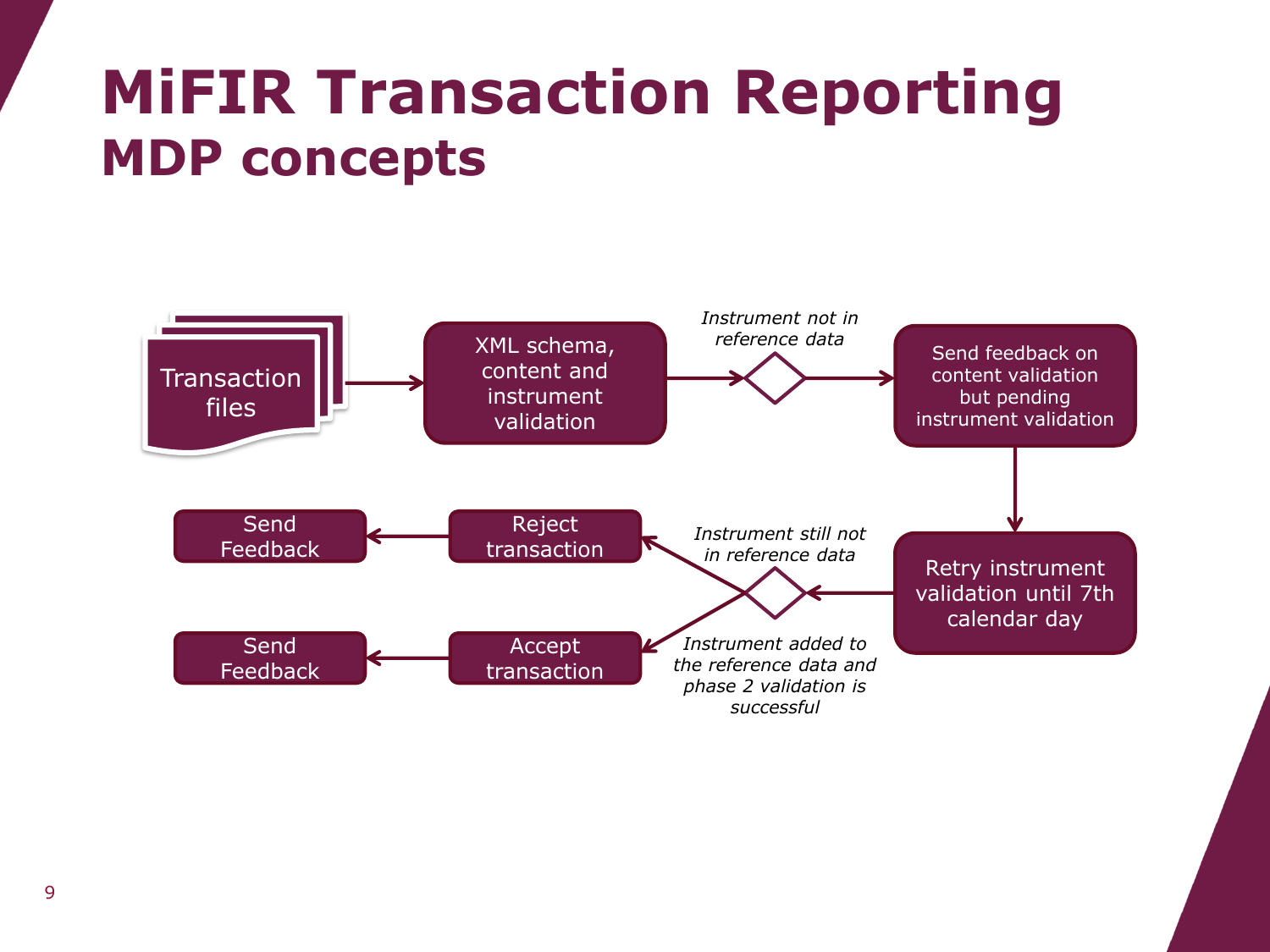# MiFIR Transaction Reporting

## MDP concepts

Transaction files

XML schema, content and instrument validation

*Instrument not in reference data*

Send feedback on content validation but pending instrument validation

Retry instrument validation until 7th calendar day

*Instrument still not in reference data*

Reject transaction

Send Feedback

*Instrument added to the reference data and phase 2 validation is successful*

Accept transaction

Send Feedback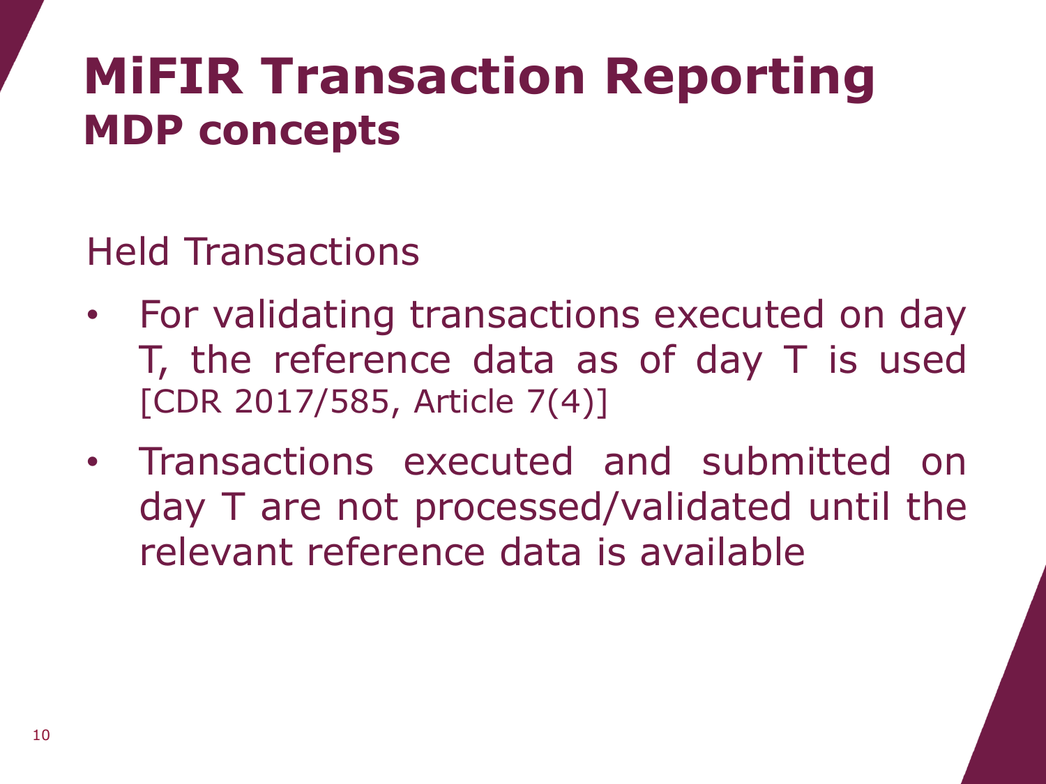# MiFIR Transaction Reporting
## MDP concepts

Held Transactions

- For validating transactions executed on day T, the reference data as of day T is used [CDR 2017/585, Article 7(4)]
- Transactions executed and submitted on day T are not processed/validated until the relevant reference data is available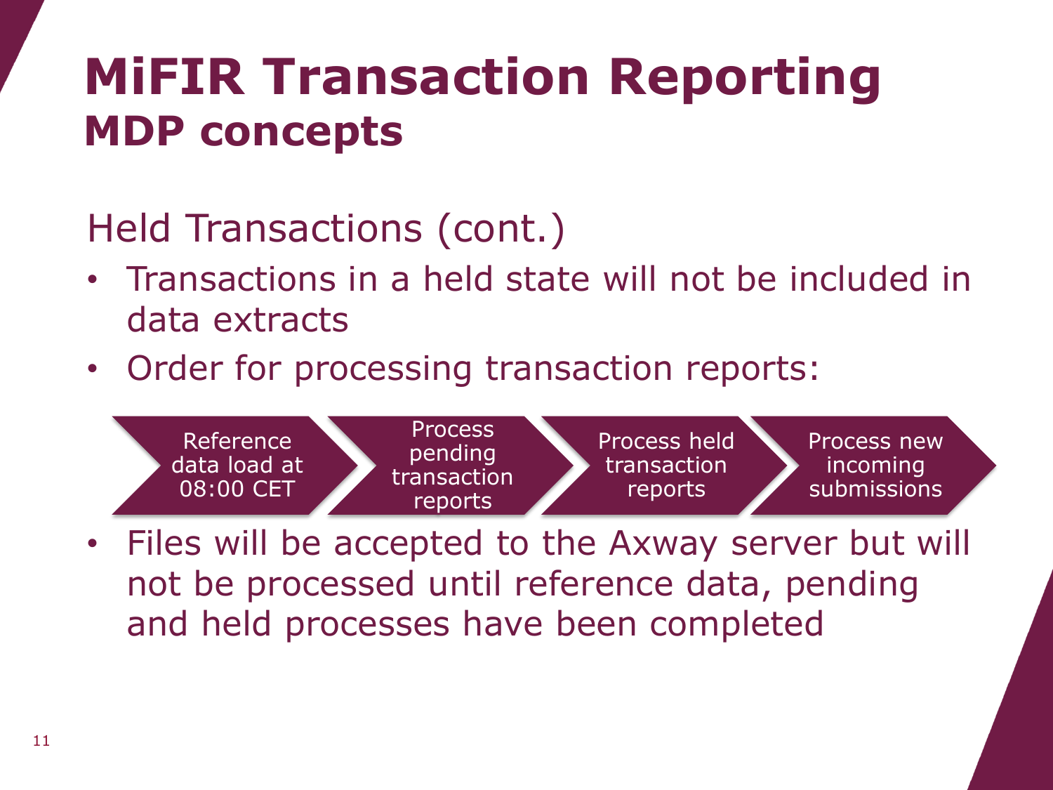# MiFIR Transaction Reporting
## MDP concepts

### Held Transactions (cont.)

- Transactions in a held state will not be included in data extracts
- Order for processing transaction reports:

Reference data load at 08:00 CET → Process pending transaction reports → Process held transaction reports → Process new incoming submissions

- Files will be accepted to the Axway server but will not be processed until reference data, pending and held processes have been completed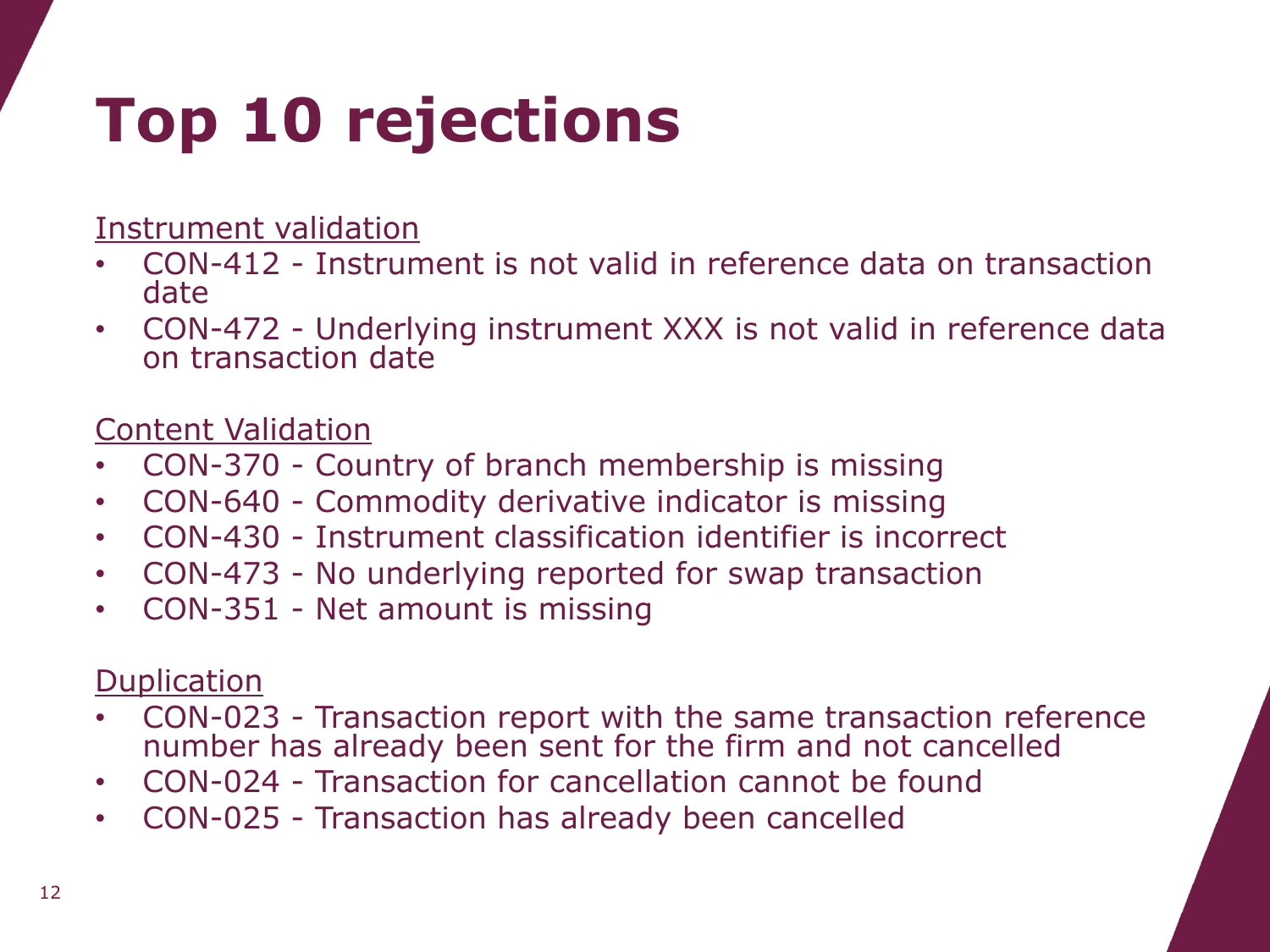# Top 10 rejections

Instrument validation

- CON-412 - Instrument is not valid in reference data on transaction date
- CON-472 - Underlying instrument XXX is not valid in reference data on transaction date

Content Validation

- CON-370 - Country of branch membership is missing
- CON-640 - Commodity derivative indicator is missing
- CON-430 - Instrument classification identifier is incorrect
- CON-473 - No underlying reported for swap transaction
- CON-351 - Net amount is missing

Duplication

- CON-023 - Transaction report with the same transaction reference number has already been sent for the firm and not cancelled
- CON-024 - Transaction for cancellation cannot be found
- CON-025 - Transaction has already been cancelled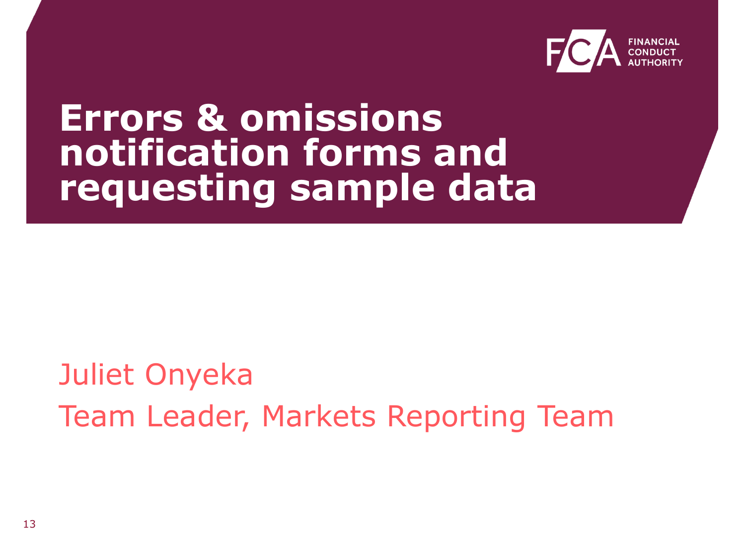# Errors & omissions notification forms and requesting sample data

Juliet Onyeka

Team Leader, Markets Reporting Team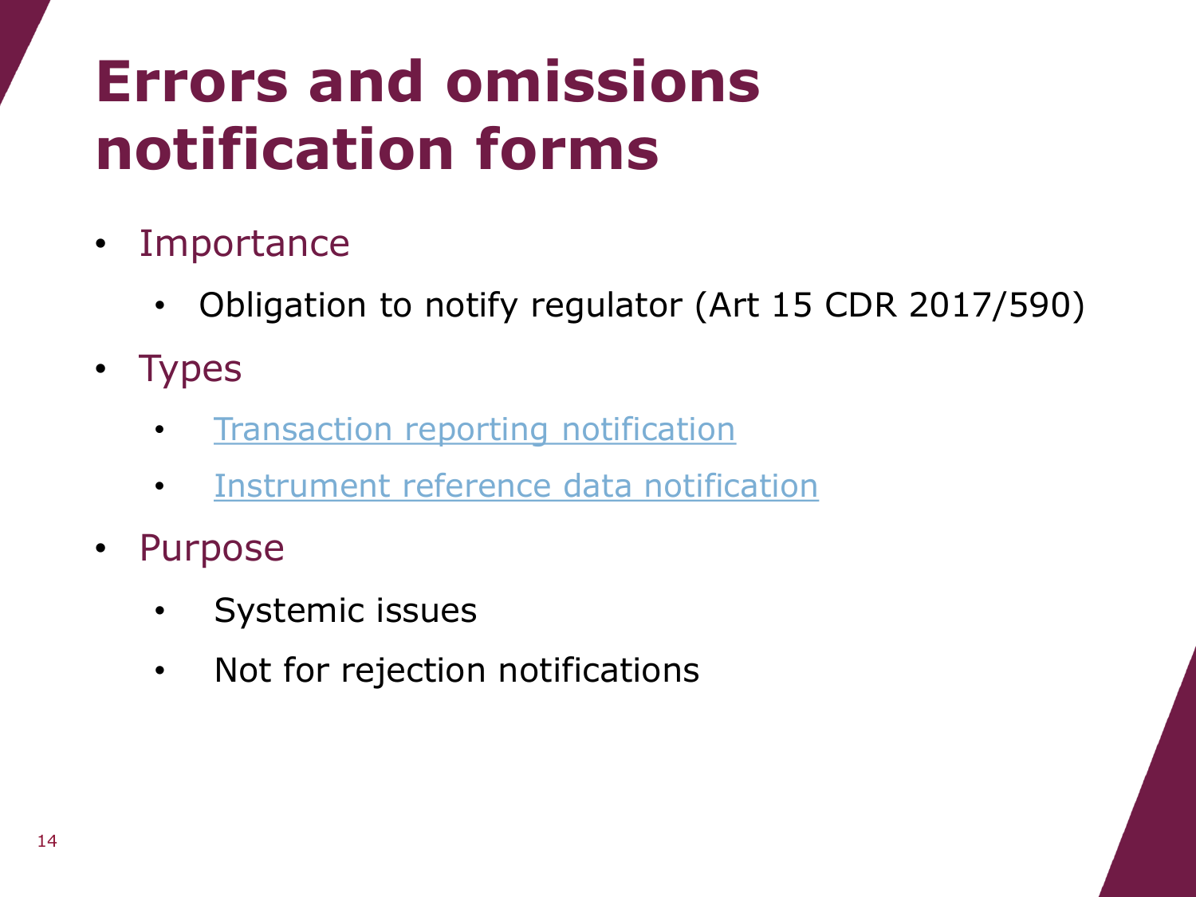# Errors and omissions notification forms

- Importance
  - Obligation to notify regulator (Art 15 CDR 2017/590)
- Types
  - Transaction reporting notification
  - Instrument reference data notification
- Purpose
  - Systemic issues
  - Not for rejection notifications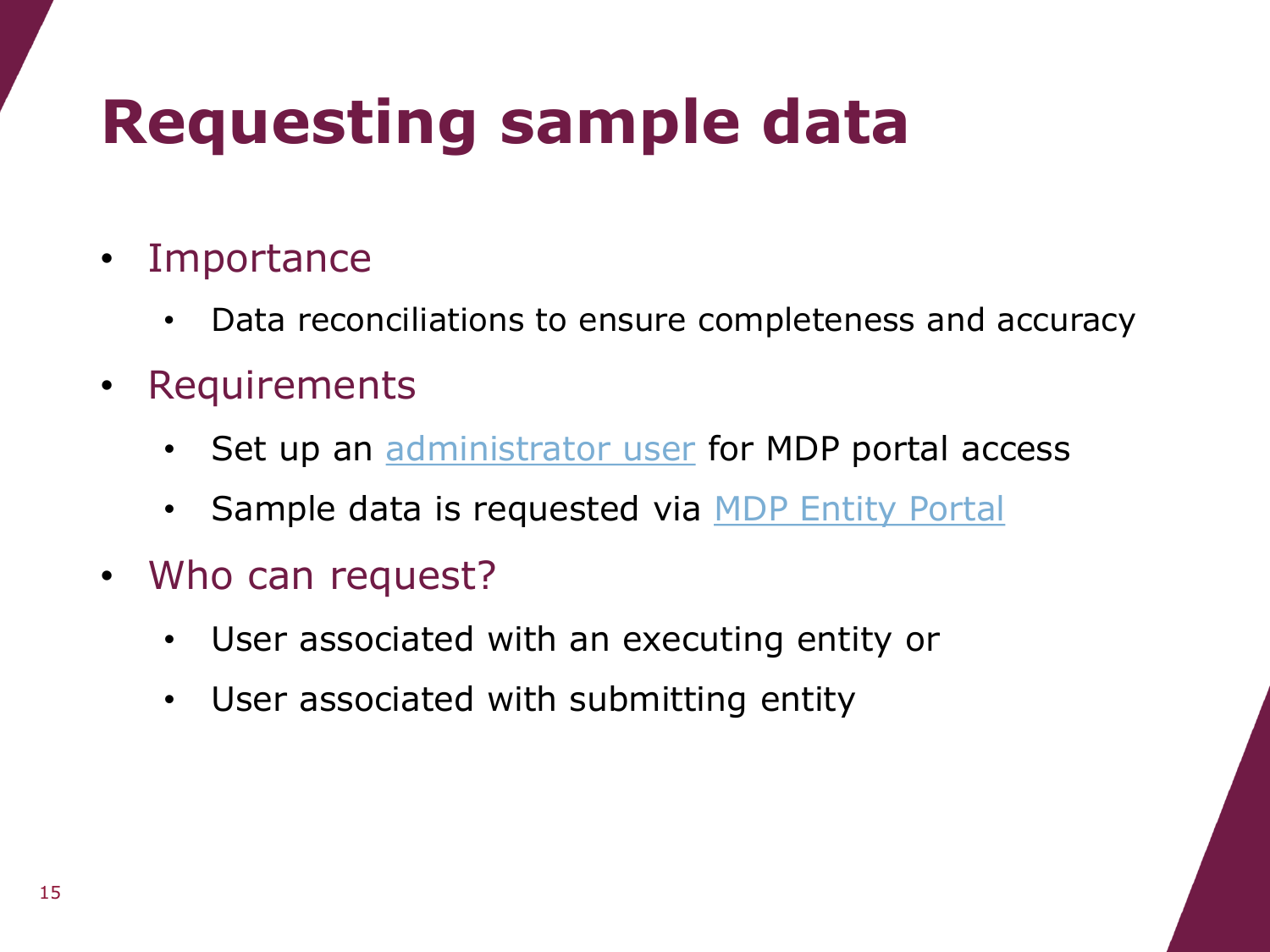# Requesting sample data

- Importance
  - Data reconciliations to ensure completeness and accuracy
- Requirements
  - Set up an administrator user for MDP portal access
  - Sample data is requested via MDP Entity Portal
- Who can request?
  - User associated with an executing entity or
  - User associated with submitting entity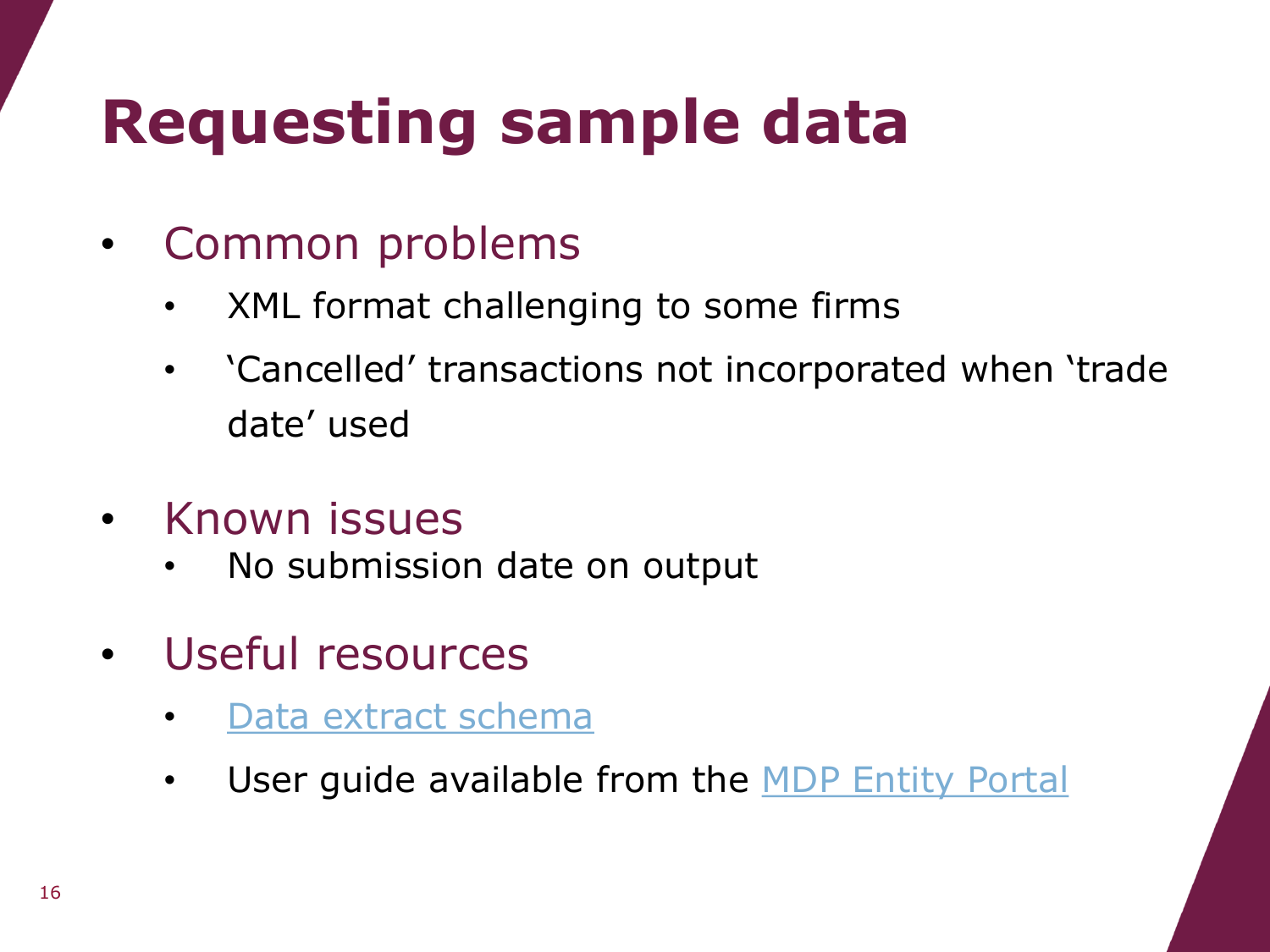# Requesting sample data

- Common problems
  - XML format challenging to some firms
  - 'Cancelled' transactions not incorporated when 'trade date' used
- Known issues
  - No submission date on output
- Useful resources
  - Data extract schema
  - User guide available from the MDP Entity Portal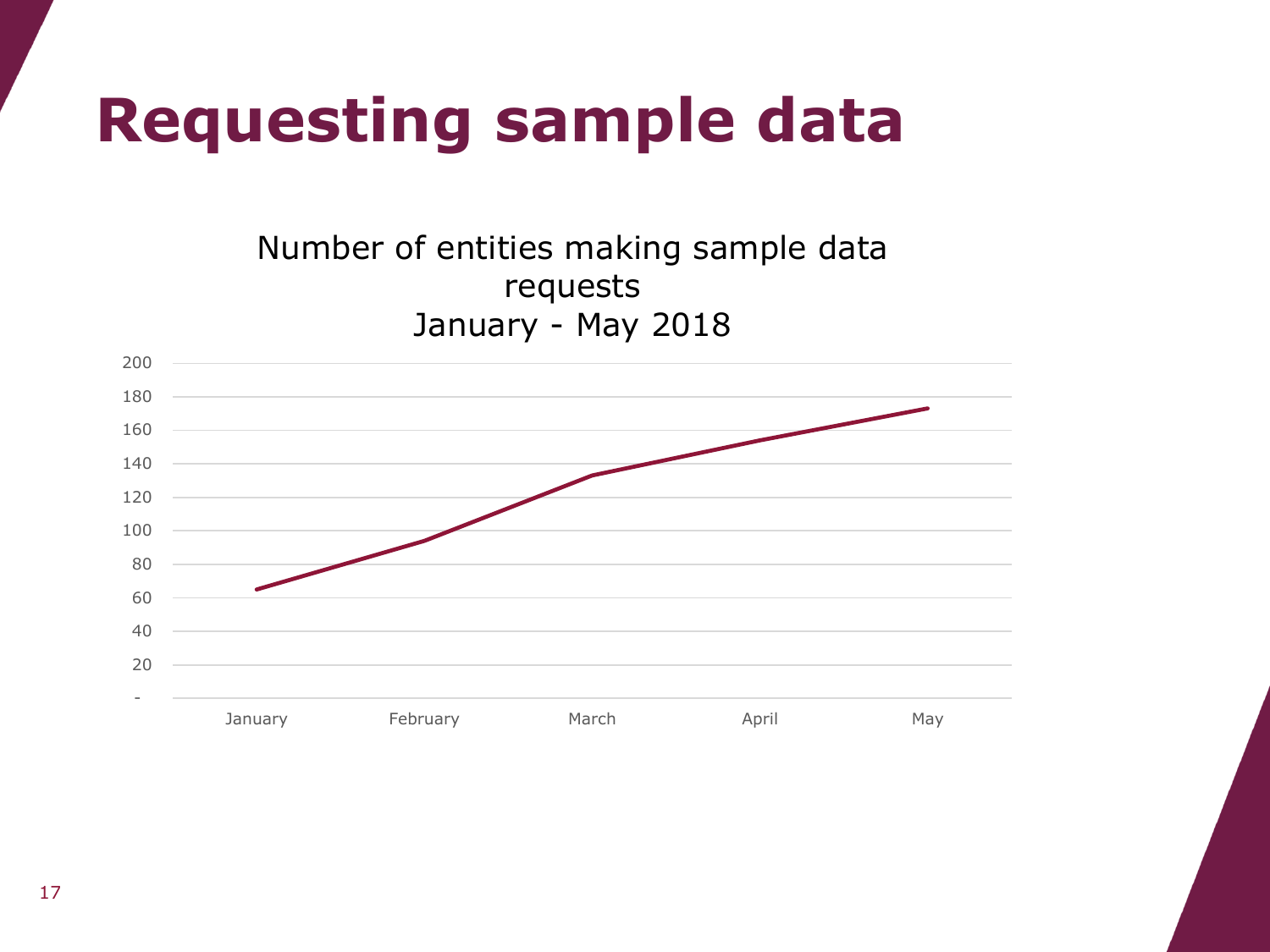# Requesting sample data

Number of entities making sample data requests
January - May 2018

| Month | Value |
|---|---|
| January | 65 |
| February | 94 |
| March | 133 |
| April | 154 |
| May | 173 |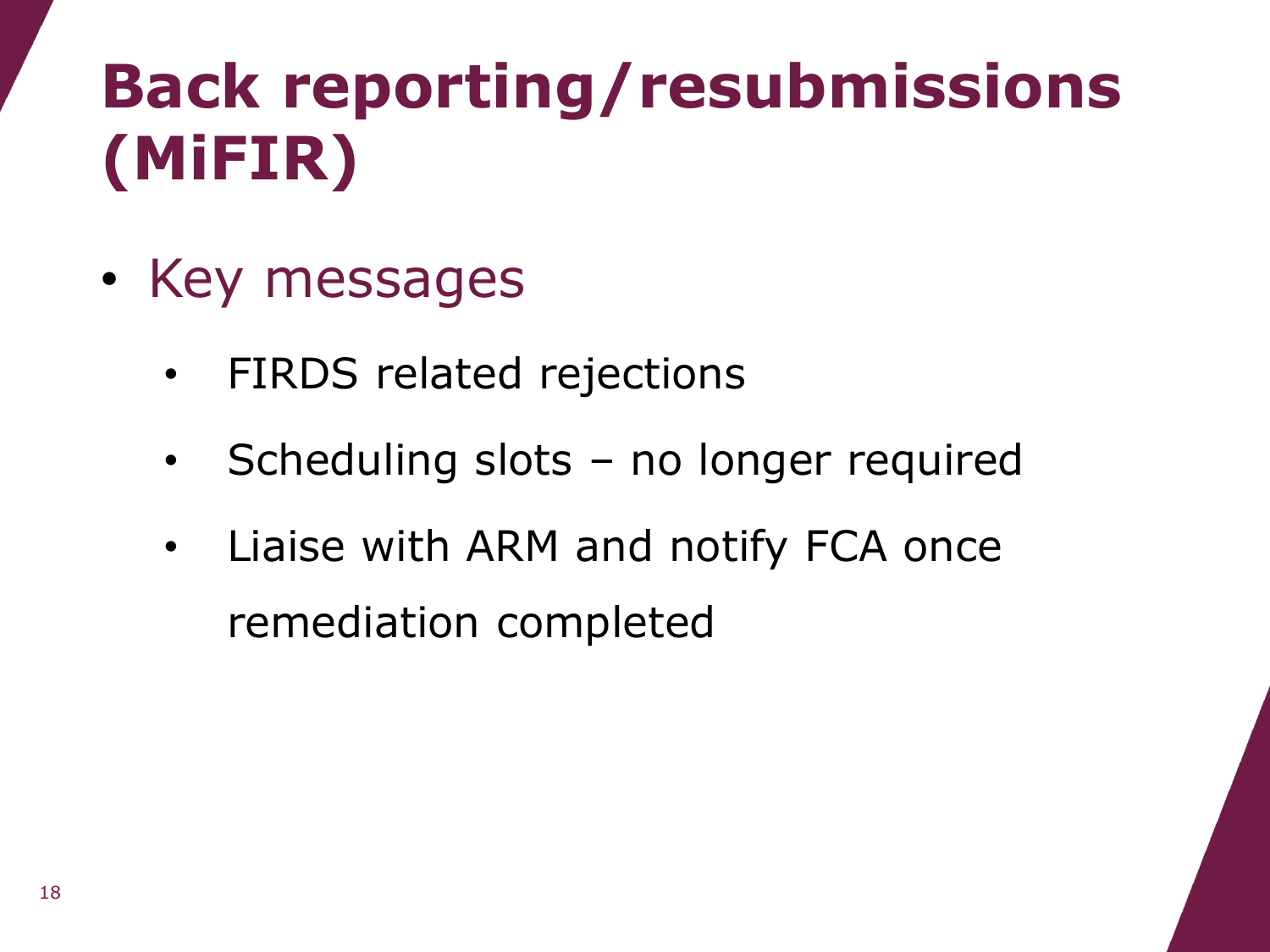# Back reporting/resubmissions (MiFIR)

- Key messages
  - FIRDS related rejections
  - Scheduling slots – no longer required
  - Liaise with ARM and notify FCA once remediation completed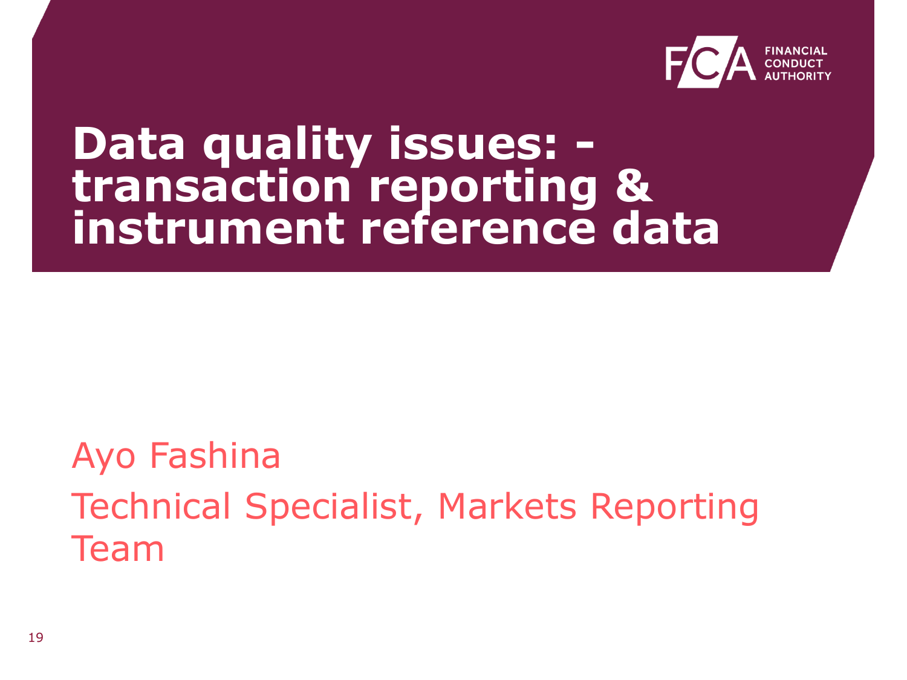# Data quality issues: - transaction reporting & instrument reference data

Ayo Fashina

Technical Specialist, Markets Reporting Team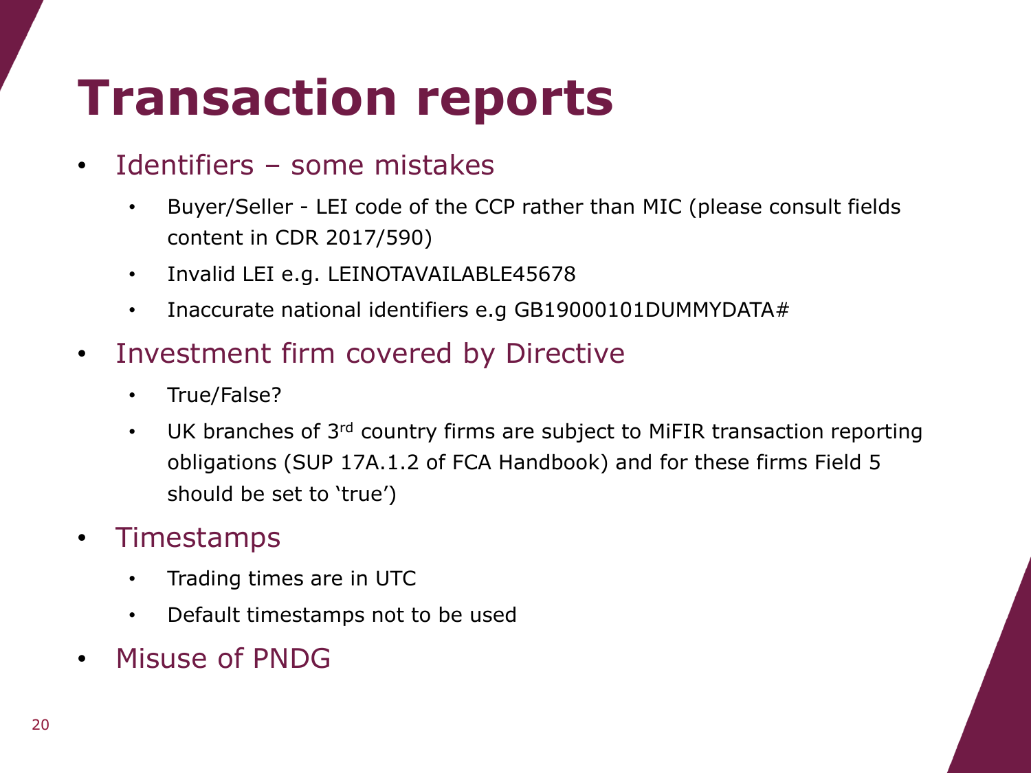# Transaction reports

- Identifiers – some mistakes
  - Buyer/Seller - LEI code of the CCP rather than MIC (please consult fields content in CDR 2017/590)
  - Invalid LEI e.g. LEINOTAVAILABLE45678
  - Inaccurate national identifiers e.g GB19000101DUMMYDATA#
- Investment firm covered by Directive
  - True/False?
  - UK branches of 3rd country firms are subject to MiFIR transaction reporting obligations (SUP 17A.1.2 of FCA Handbook) and for these firms Field 5 should be set to 'true')
- Timestamps
  - Trading times are in UTC
  - Default timestamps not to be used
- Misuse of PNDG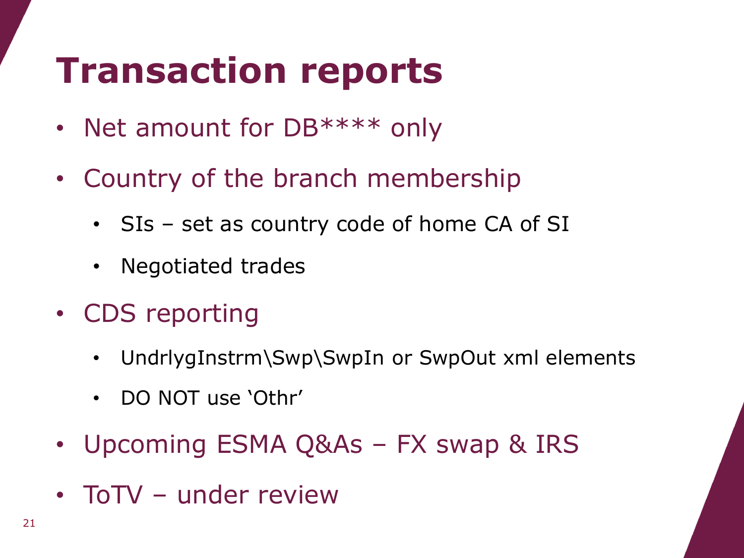# Transaction reports

- Net amount for DB**** only
- Country of the branch membership
  - SIs – set as country code of home CA of SI
  - Negotiated trades
- CDS reporting
  - UndrlygInstrm\Swp\SwpIn or SwpOut xml elements
  - DO NOT use 'Othr'
- Upcoming ESMA Q&As – FX swap & IRS
- ToTV – under review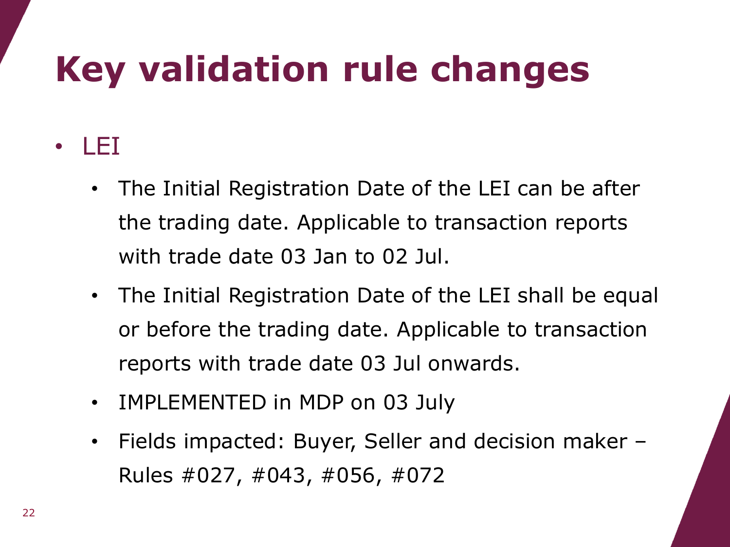# Key validation rule changes

- LEI
  - The Initial Registration Date of the LEI can be after the trading date. Applicable to transaction reports with trade date 03 Jan to 02 Jul.
  - The Initial Registration Date of the LEI shall be equal or before the trading date. Applicable to transaction reports with trade date 03 Jul onwards.
  - IMPLEMENTED in MDP on 03 July
  - Fields impacted: Buyer, Seller and decision maker – Rules #027, #043, #056, #072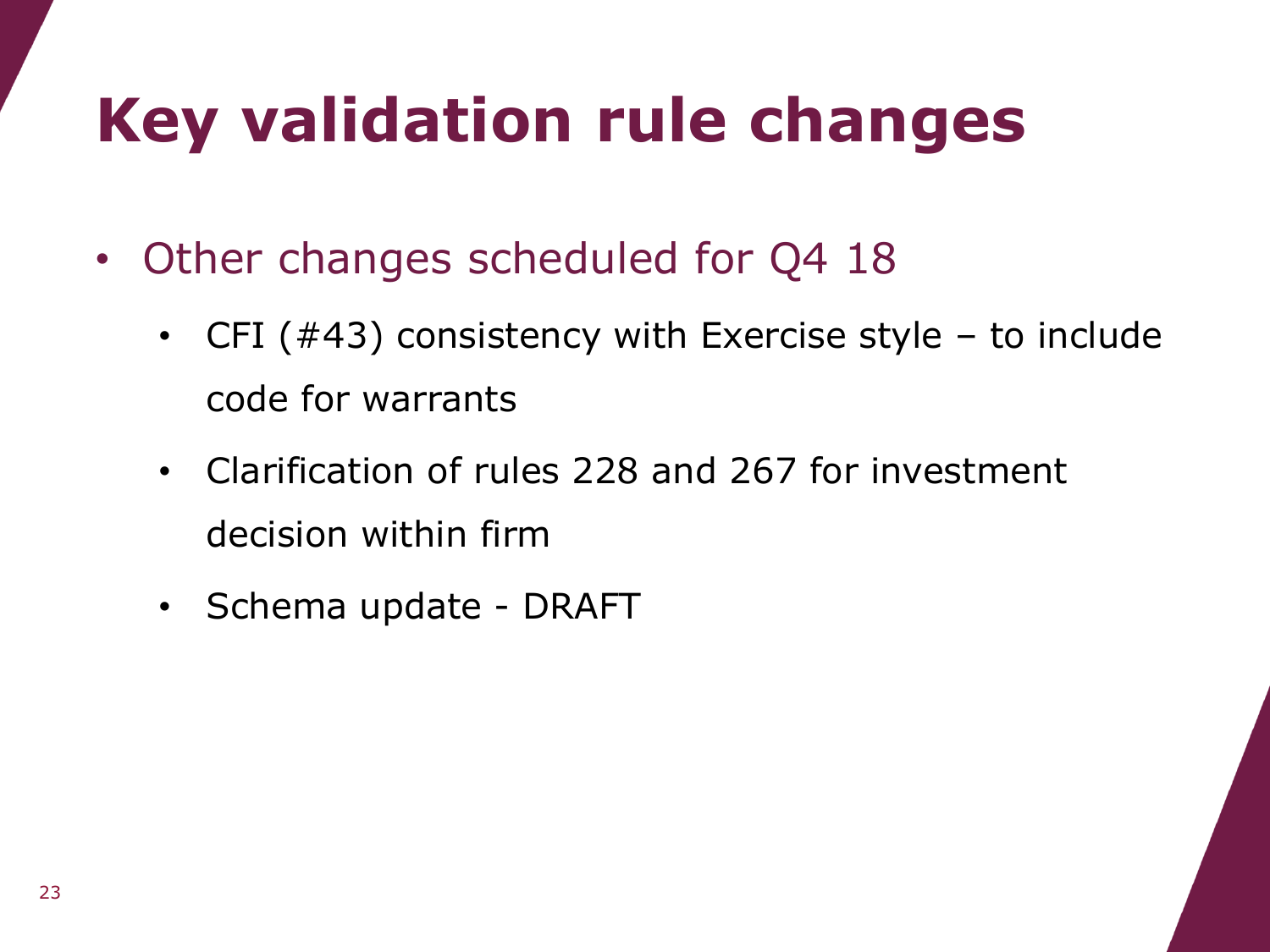# Key validation rule changes

- Other changes scheduled for Q4 18
  - CFI (#43) consistency with Exercise style – to include code for warrants
  - Clarification of rules 228 and 267 for investment decision within firm
  - Schema update - DRAFT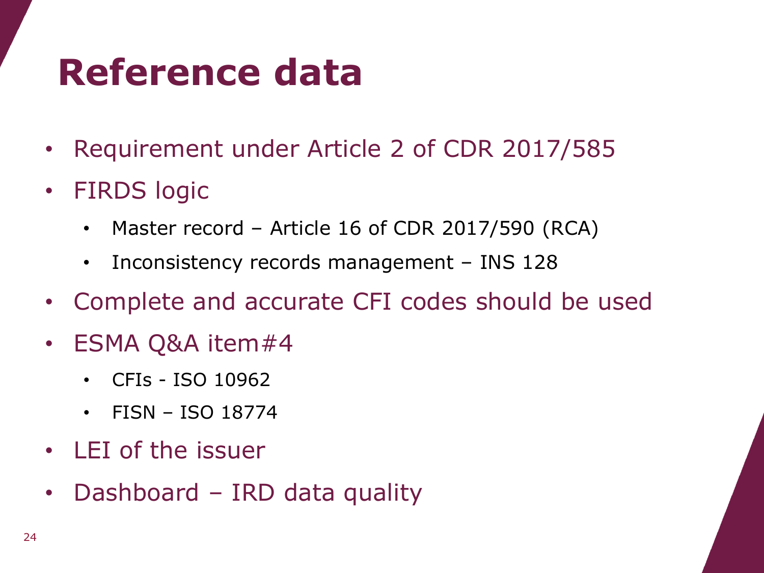# Reference data

- Requirement under Article 2 of CDR 2017/585
- FIRDS logic
  - Master record – Article 16 of CDR 2017/590 (RCA)
  - Inconsistency records management – INS 128
- Complete and accurate CFI codes should be used
- ESMA Q&A item#4
  - CFIs - ISO 10962
  - FISN – ISO 18774
- LEI of the issuer
- Dashboard – IRD data quality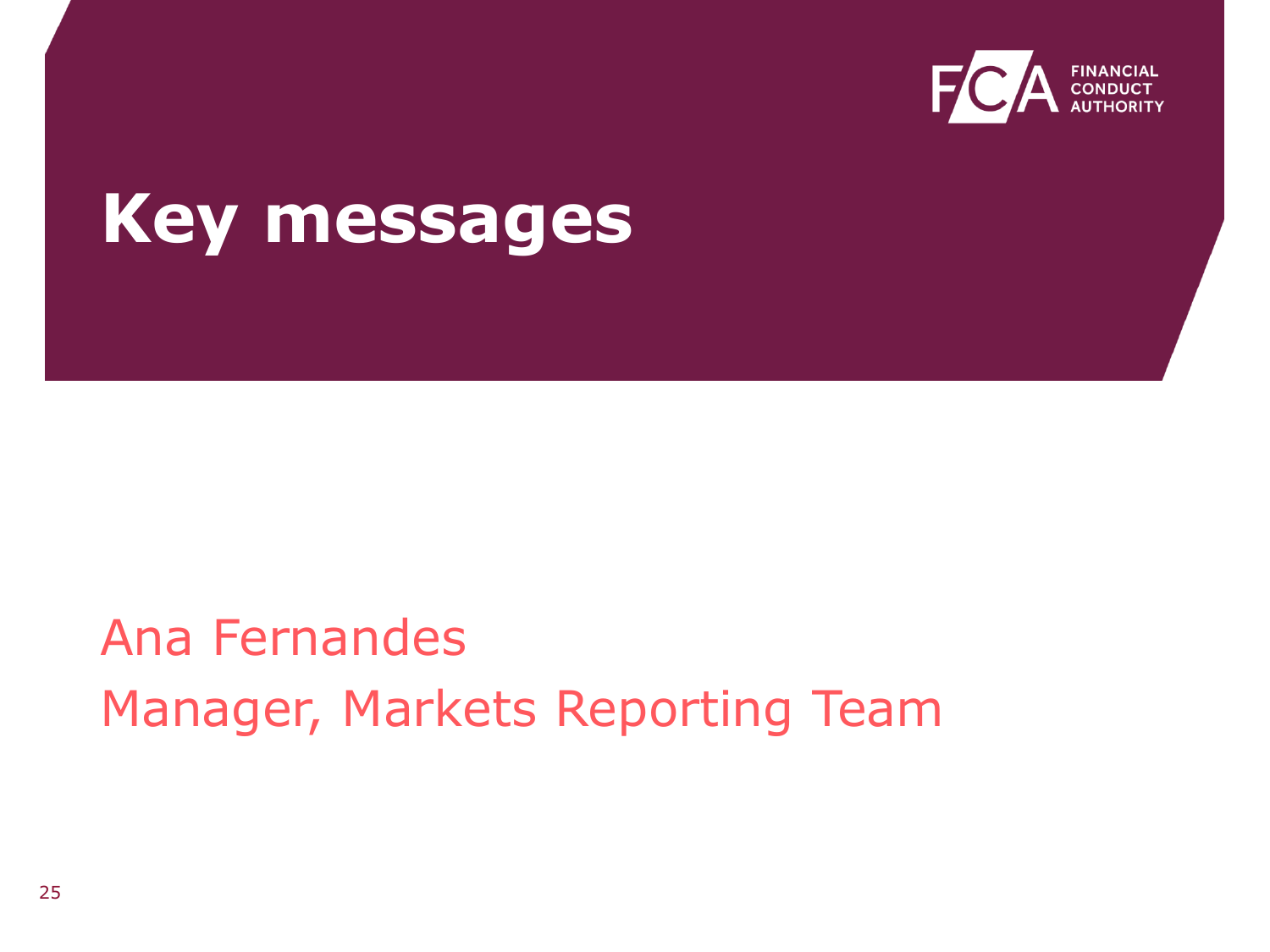# Key messages

Ana Fernandes

Manager, Markets Reporting Team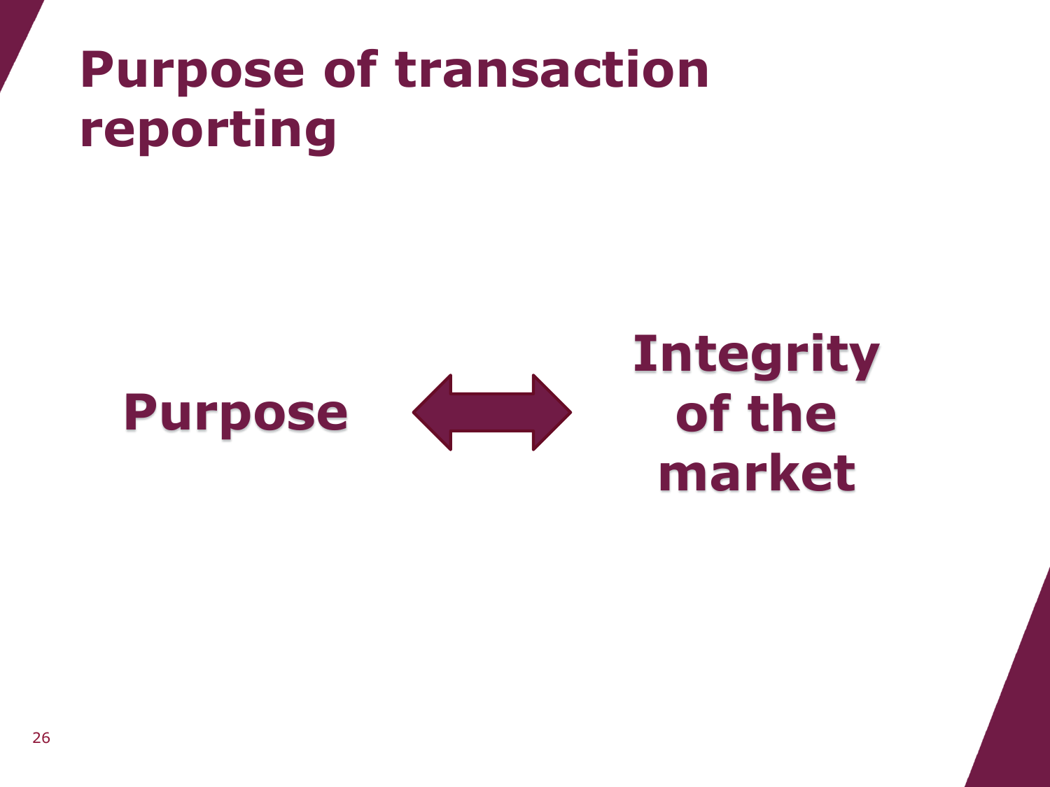# Purpose of transaction reporting

**Purpose** ⟷ **Integrity of the market**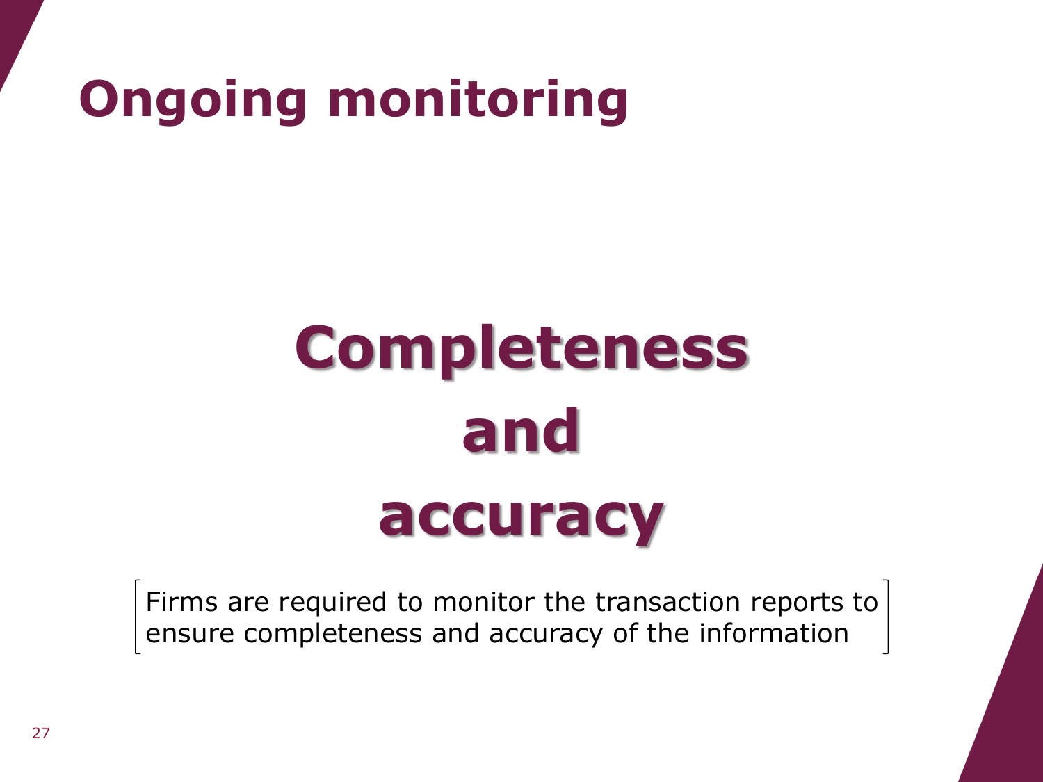# Ongoing monitoring

## Completeness and accuracy

Firms are required to monitor the transaction reports to ensure completeness and accuracy of the information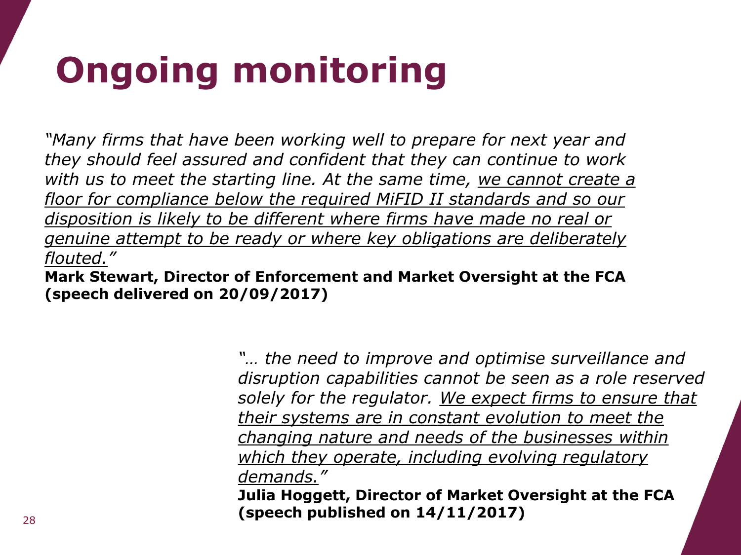# Ongoing monitoring

*"Many firms that have been working well to prepare for next year and they should feel assured and confident that they can continue to work with us to meet the starting line. At the same time, <u>we cannot create a floor for compliance below the required MiFID II standards and so our disposition is likely to be different where firms have made no real or genuine attempt to be ready or where key obligations are deliberately flouted.</u>"*

**Mark Stewart, Director of Enforcement and Market Oversight at the FCA (speech delivered on 20/09/2017)**

*"… the need to improve and optimise surveillance and disruption capabilities cannot be seen as a role reserved solely for the regulator. <u>We expect firms to ensure that their systems are in constant evolution to meet the changing nature and needs of the businesses within which they operate, including evolving regulatory demands.</u>"*

**Julia Hoggett, Director of Market Oversight at the FCA (speech published on 14/11/2017)**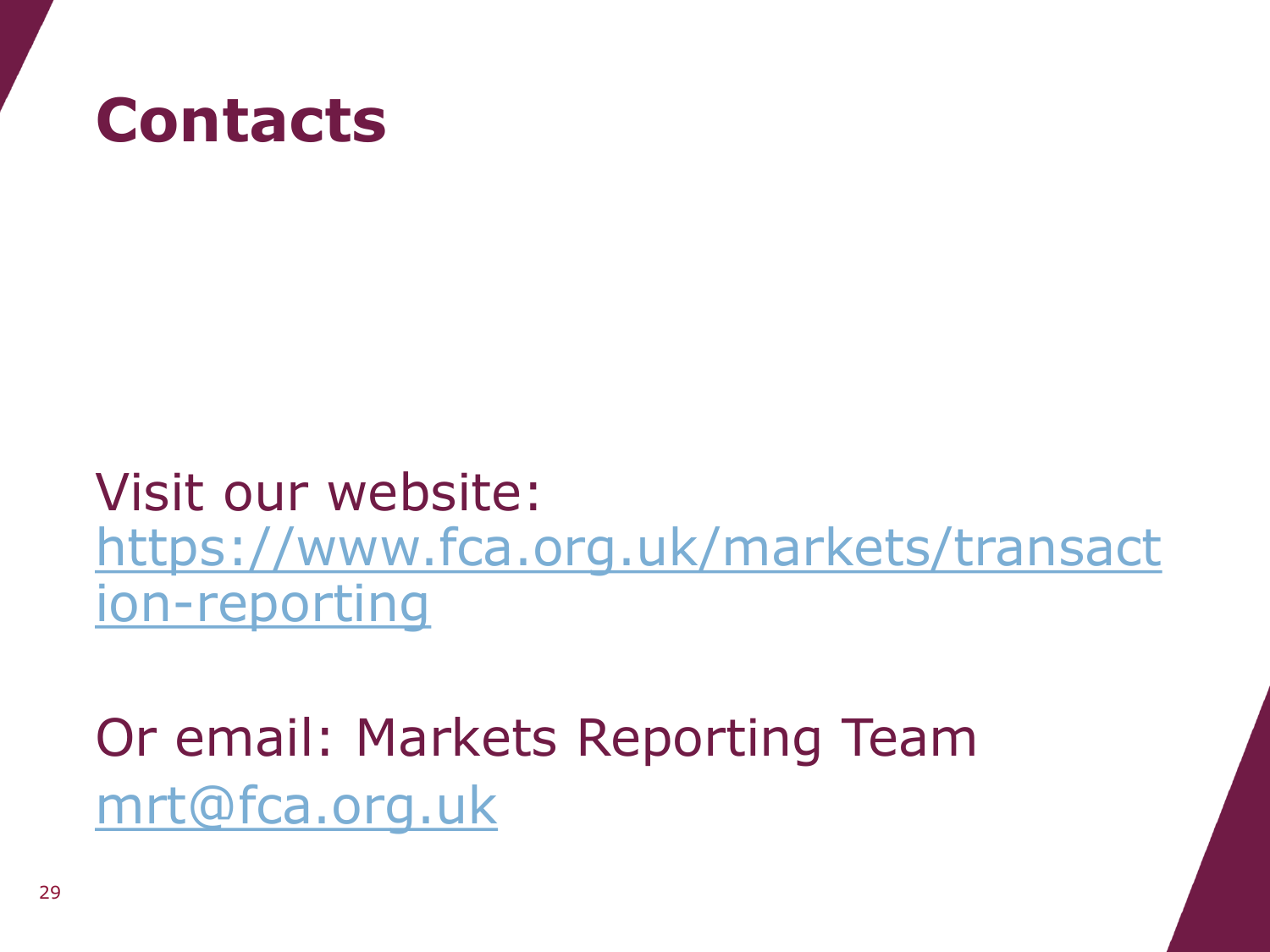# Contacts

Visit our website:
https://www.fca.org.uk/markets/transaction-reporting

Or email: Markets Reporting Team
mrt@fca.org.uk